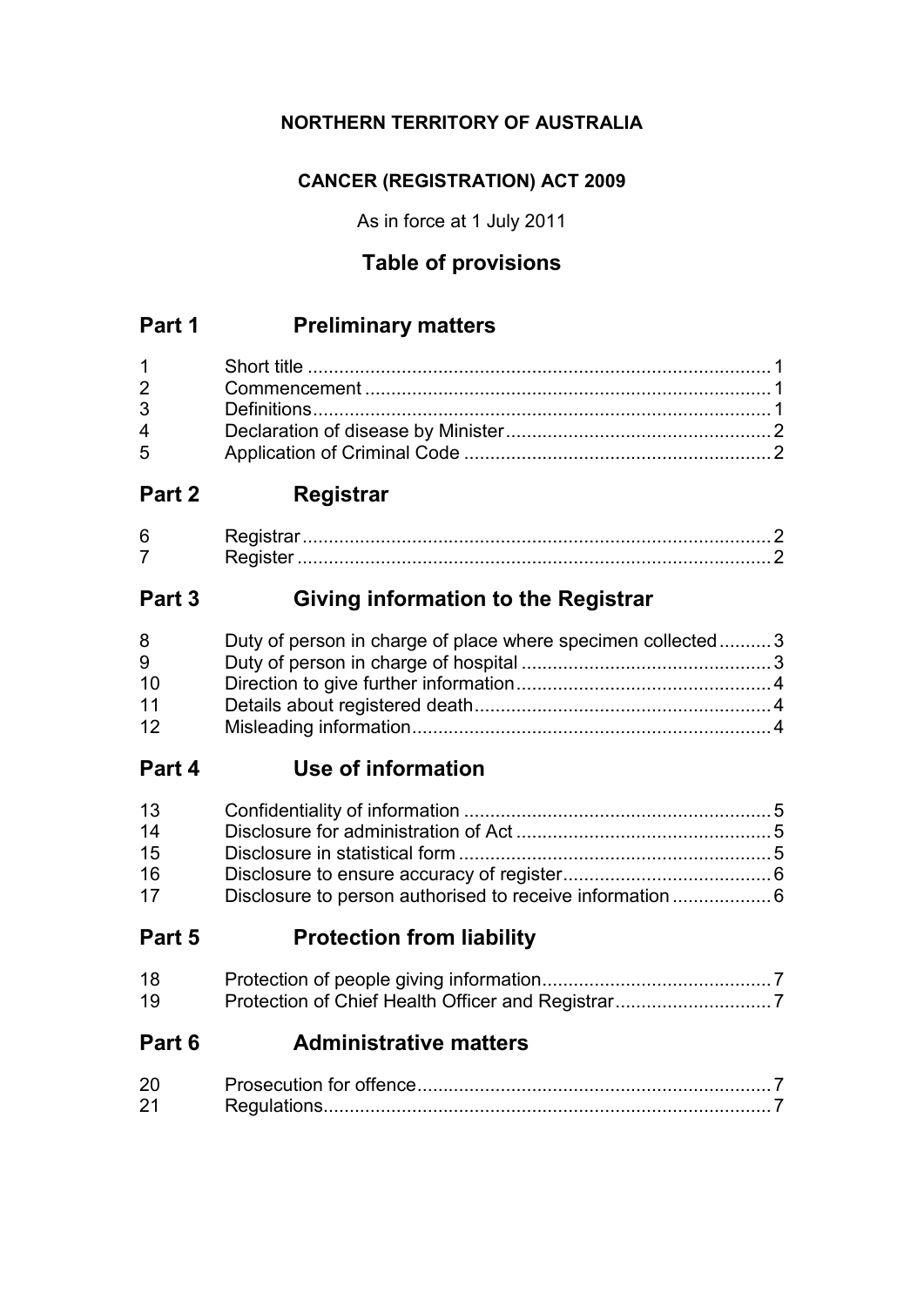**NORTHERN TERRITORY OF AUSTRALIA**

**CANCER (REGISTRATION) ACT 2009**

As in force at 1 July 2011

## Table of provisions

## Part 1 Preliminary matters

| | | |
|---|---|---|
| 1 | Short title | 1 |
| 2 | Commencement | 1 |
| 3 | Definitions | 1 |
| 4 | Declaration of disease by Minister | 2 |
| 5 | Application of Criminal Code | 2 |

## Part 2 Registrar

| | | |
|---|---|---|
| 6 | Registrar | 2 |
| 7 | Register | 2 |

## Part 3 Giving information to the Registrar

| | | |
|---|---|---|
| 8 | Duty of person in charge of place where specimen collected | 3 |
| 9 | Duty of person in charge of hospital | 3 |
| 10 | Direction to give further information | 4 |
| 11 | Details about registered death | 4 |
| 12 | Misleading information | 4 |

## Part 4 Use of information

| | | |
|---|---|---|
| 13 | Confidentiality of information | 5 |
| 14 | Disclosure for administration of Act | 5 |
| 15 | Disclosure in statistical form | 5 |
| 16 | Disclosure to ensure accuracy of register | 6 |
| 17 | Disclosure to person authorised to receive information | 6 |

## Part 5 Protection from liability

| | | |
|---|---|---|
| 18 | Protection of people giving information | 7 |
| 19 | Protection of Chief Health Officer and Registrar | 7 |

## Part 6 Administrative matters

| | | |
|---|---|---|
| 20 | Prosecution for offence | 7 |
| 21 | Regulations | 7 |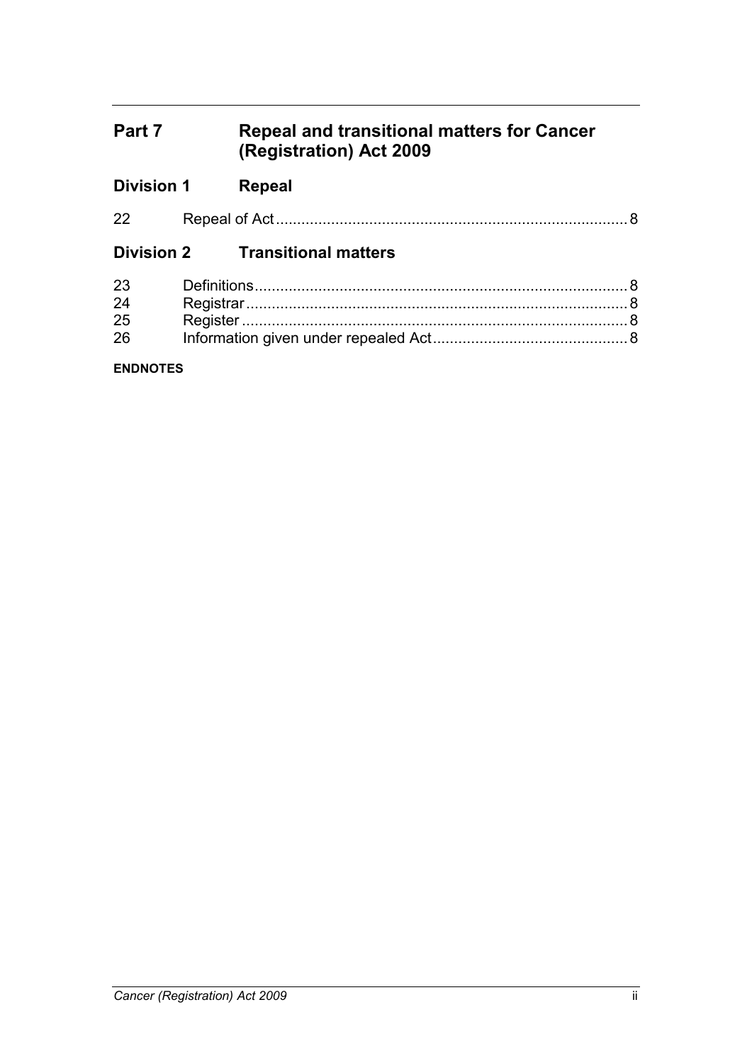## Part 7 Repeal and transitional matters for Cancer (Registration) Act 2009

### Division 1 Repeal

| | | |
|---|---|---|
| 22 | Repeal of Act | 8 |

### Division 2 Transitional matters

| | | |
|---|---|---|
| 23 | Definitions | 8 |
| 24 | Registrar | 8 |
| 25 | Register | 8 |
| 26 | Information given under repealed Act | 8 |

**ENDNOTES**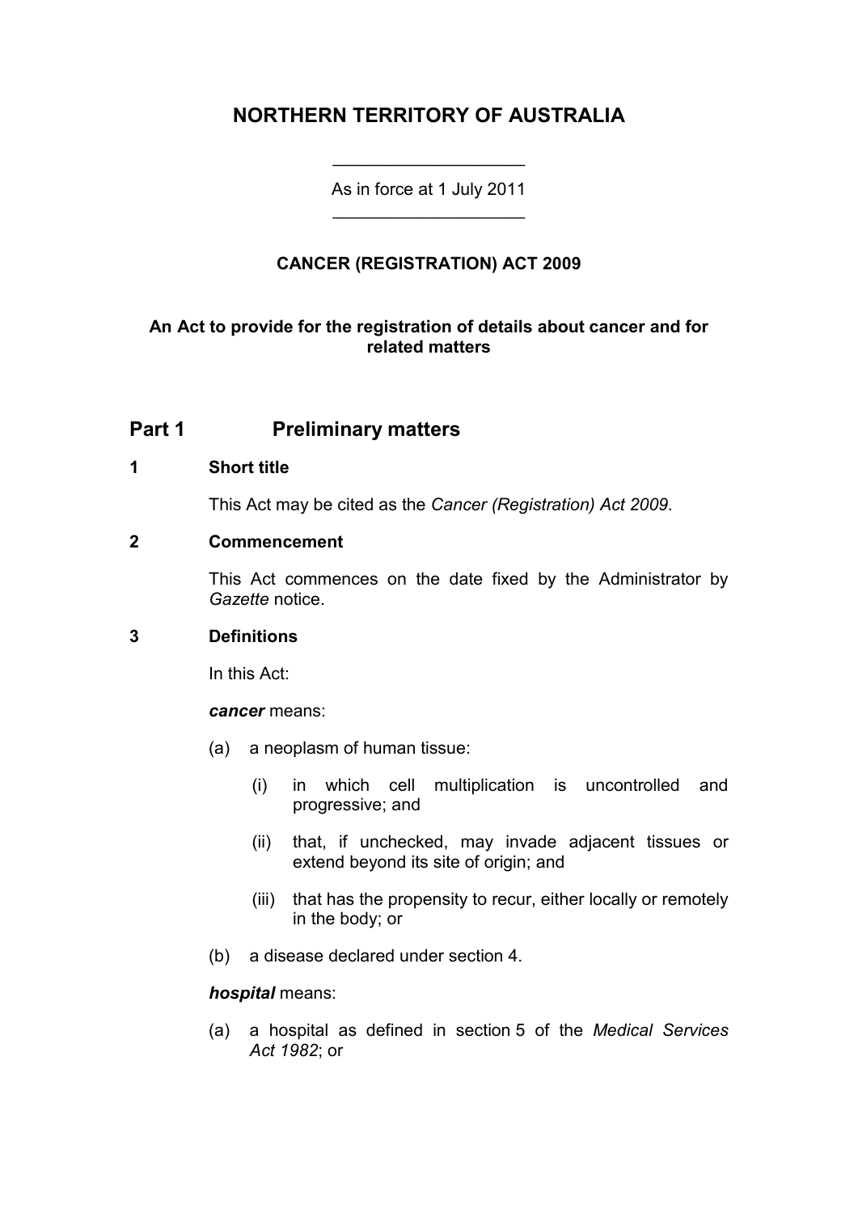# NORTHERN TERRITORY OF AUSTRALIA

As in force at 1 July 2011

**CANCER (REGISTRATION) ACT 2009**

**An Act to provide for the registration of details about cancer and for related matters**

## Part 1 Preliminary matters

### 1 Short title

This Act may be cited as the *Cancer (Registration) Act 2009*.

### 2 Commencement

This Act commences on the date fixed by the Administrator by *Gazette* notice.

### 3 Definitions

In this Act:

***cancer*** means:

(a) a neoplasm of human tissue:

(i) in which cell multiplication is uncontrolled and progressive; and

(ii) that, if unchecked, may invade adjacent tissues or extend beyond its site of origin; and

(iii) that has the propensity to recur, either locally or remotely in the body; or

(b) a disease declared under section 4.

***hospital*** means:

(a) a hospital as defined in section 5 of the *Medical Services Act 1982*; or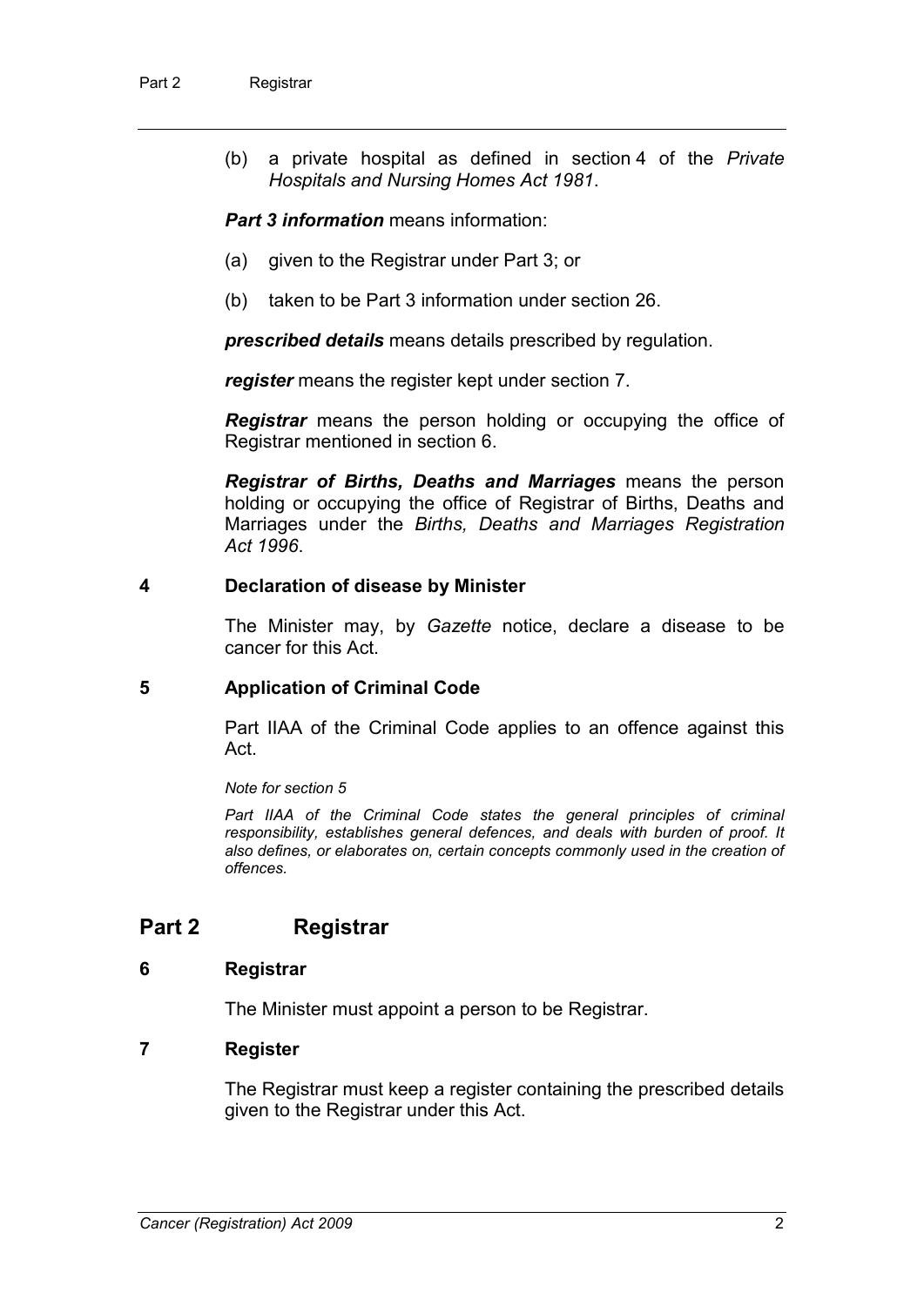(b) a private hospital as defined in section 4 of the *Private Hospitals and Nursing Homes Act 1981*.

***Part 3 information*** means information:

(a) given to the Registrar under Part 3; or

(b) taken to be Part 3 information under section 26.

***prescribed details*** means details prescribed by regulation.

***register*** means the register kept under section 7.

***Registrar*** means the person holding or occupying the office of Registrar mentioned in section 6.

***Registrar of Births, Deaths and Marriages*** means the person holding or occupying the office of Registrar of Births, Deaths and Marriages under the *Births, Deaths and Marriages Registration Act 1996*.

### 4 Declaration of disease by Minister

The Minister may, by *Gazette* notice, declare a disease to be cancer for this Act.

### 5 Application of Criminal Code

Part IIAA of the Criminal Code applies to an offence against this Act.

*Note for section 5*

*Part IIAA of the Criminal Code states the general principles of criminal responsibility, establishes general defences, and deals with burden of proof. It also defines, or elaborates on, certain concepts commonly used in the creation of offences.*

## Part 2 Registrar

### 6 Registrar

The Minister must appoint a person to be Registrar.

### 7 Register

The Registrar must keep a register containing the prescribed details given to the Registrar under this Act.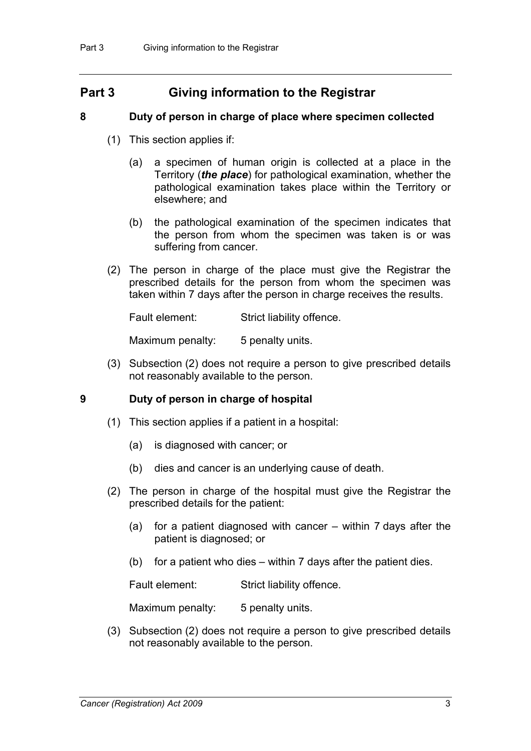# Part 3 Giving information to the Registrar

### 8 Duty of person in charge of place where specimen collected

(1) This section applies if:

(a) a specimen of human origin is collected at a place in the Territory (***the place***) for pathological examination, whether the pathological examination takes place within the Territory or elsewhere; and

(b) the pathological examination of the specimen indicates that the person from whom the specimen was taken is or was suffering from cancer.

(2) The person in charge of the place must give the Registrar the prescribed details for the person from whom the specimen was taken within 7 days after the person in charge receives the results.

Fault element: Strict liability offence.

Maximum penalty: 5 penalty units.

(3) Subsection (2) does not require a person to give prescribed details not reasonably available to the person.

### 9 Duty of person in charge of hospital

(1) This section applies if a patient in a hospital:

(a) is diagnosed with cancer; or

(b) dies and cancer is an underlying cause of death.

(2) The person in charge of the hospital must give the Registrar the prescribed details for the patient:

(a) for a patient diagnosed with cancer – within 7 days after the patient is diagnosed; or

(b) for a patient who dies – within 7 days after the patient dies.

Fault element: Strict liability offence.

Maximum penalty: 5 penalty units.

(3) Subsection (2) does not require a person to give prescribed details not reasonably available to the person.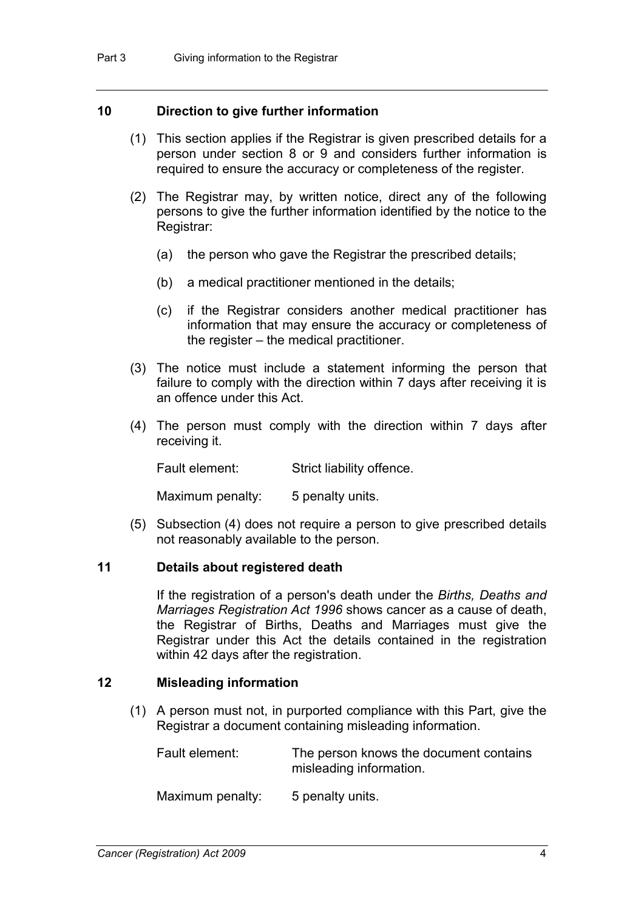### 10 Direction to give further information

(1) This section applies if the Registrar is given prescribed details for a person under section 8 or 9 and considers further information is required to ensure the accuracy or completeness of the register.

(2) The Registrar may, by written notice, direct any of the following persons to give the further information identified by the notice to the Registrar:

(a) the person who gave the Registrar the prescribed details;

(b) a medical practitioner mentioned in the details;

(c) if the Registrar considers another medical practitioner has information that may ensure the accuracy or completeness of the register – the medical practitioner.

(3) The notice must include a statement informing the person that failure to comply with the direction within 7 days after receiving it is an offence under this Act.

(4) The person must comply with the direction within 7 days after receiving it.

Fault element: Strict liability offence.

Maximum penalty: 5 penalty units.

(5) Subsection (4) does not require a person to give prescribed details not reasonably available to the person.

### 11 Details about registered death

If the registration of a person's death under the *Births, Deaths and Marriages Registration Act 1996* shows cancer as a cause of death, the Registrar of Births, Deaths and Marriages must give the Registrar under this Act the details contained in the registration within 42 days after the registration.

### 12 Misleading information

(1) A person must not, in purported compliance with this Part, give the Registrar a document containing misleading information.

Fault element: The person knows the document contains misleading information.

Maximum penalty: 5 penalty units.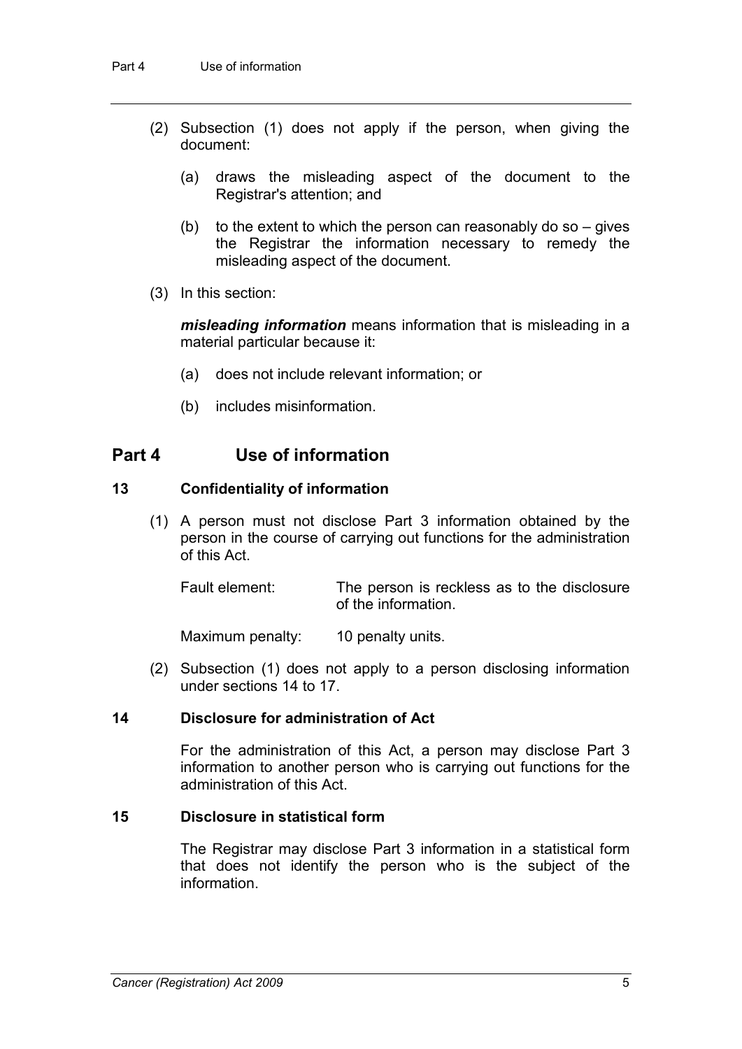(2) Subsection (1) does not apply if the person, when giving the document:

(a) draws the misleading aspect of the document to the Registrar's attention; and

(b) to the extent to which the person can reasonably do so – gives the Registrar the information necessary to remedy the misleading aspect of the document.

(3) In this section:

***misleading information*** means information that is misleading in a material particular because it:

(a) does not include relevant information; or

(b) includes misinformation.

## Part 4 Use of information

### 13 Confidentiality of information

(1) A person must not disclose Part 3 information obtained by the person in the course of carrying out functions for the administration of this Act.

Fault element: The person is reckless as to the disclosure of the information.

Maximum penalty: 10 penalty units.

(2) Subsection (1) does not apply to a person disclosing information under sections 14 to 17.

### 14 Disclosure for administration of Act

For the administration of this Act, a person may disclose Part 3 information to another person who is carrying out functions for the administration of this Act.

### 15 Disclosure in statistical form

The Registrar may disclose Part 3 information in a statistical form that does not identify the person who is the subject of the information.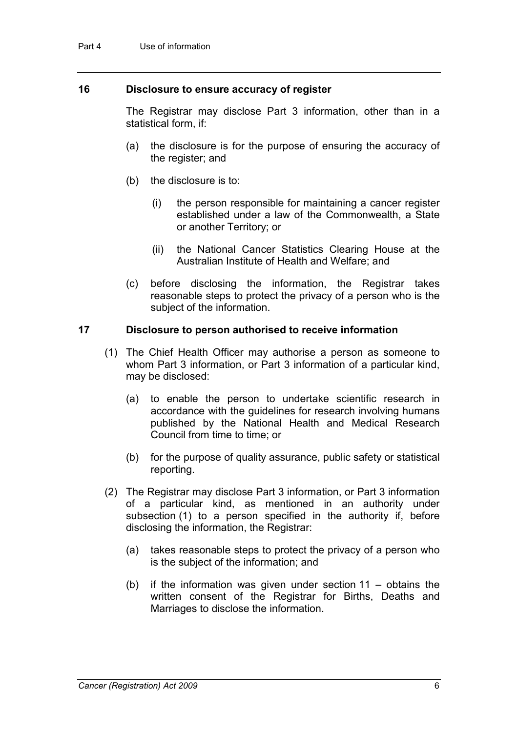### 16 Disclosure to ensure accuracy of register

The Registrar may disclose Part 3 information, other than in a statistical form, if:

(a) the disclosure is for the purpose of ensuring the accuracy of the register; and

(b) the disclosure is to:

(i) the person responsible for maintaining a cancer register established under a law of the Commonwealth, a State or another Territory; or

(ii) the National Cancer Statistics Clearing House at the Australian Institute of Health and Welfare; and

(c) before disclosing the information, the Registrar takes reasonable steps to protect the privacy of a person who is the subject of the information.

### 17 Disclosure to person authorised to receive information

(1) The Chief Health Officer may authorise a person as someone to whom Part 3 information, or Part 3 information of a particular kind, may be disclosed:

(a) to enable the person to undertake scientific research in accordance with the guidelines for research involving humans published by the National Health and Medical Research Council from time to time; or

(b) for the purpose of quality assurance, public safety or statistical reporting.

(2) The Registrar may disclose Part 3 information, or Part 3 information of a particular kind, as mentioned in an authority under subsection (1) to a person specified in the authority if, before disclosing the information, the Registrar:

(a) takes reasonable steps to protect the privacy of a person who is the subject of the information; and

(b) if the information was given under section 11 – obtains the written consent of the Registrar for Births, Deaths and Marriages to disclose the information.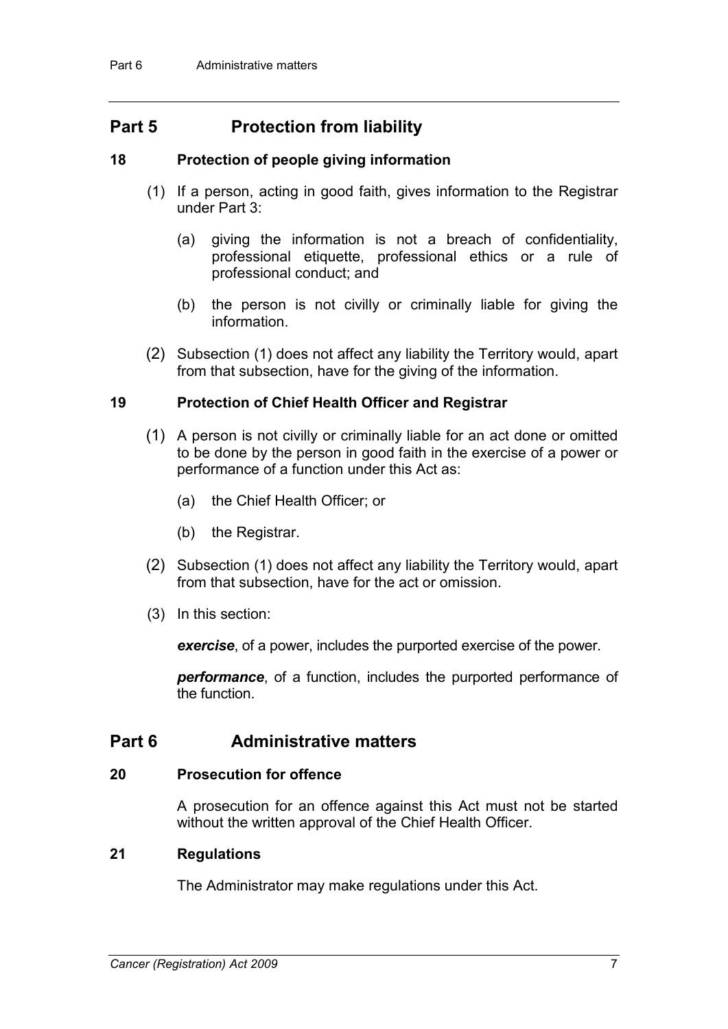## Part 5 Protection from liability

### 18 Protection of people giving information

(1) If a person, acting in good faith, gives information to the Registrar under Part 3:

(a) giving the information is not a breach of confidentiality, professional etiquette, professional ethics or a rule of professional conduct; and

(b) the person is not civilly or criminally liable for giving the information.

(2) Subsection (1) does not affect any liability the Territory would, apart from that subsection, have for the giving of the information.

### 19 Protection of Chief Health Officer and Registrar

(1) A person is not civilly or criminally liable for an act done or omitted to be done by the person in good faith in the exercise of a power or performance of a function under this Act as:

(a) the Chief Health Officer; or

(b) the Registrar.

(2) Subsection (1) does not affect any liability the Territory would, apart from that subsection, have for the act or omission.

(3) In this section:

***exercise***, of a power, includes the purported exercise of the power.

***performance***, of a function, includes the purported performance of the function.

## Part 6 Administrative matters

### 20 Prosecution for offence

A prosecution for an offence against this Act must not be started without the written approval of the Chief Health Officer.

### 21 Regulations

The Administrator may make regulations under this Act.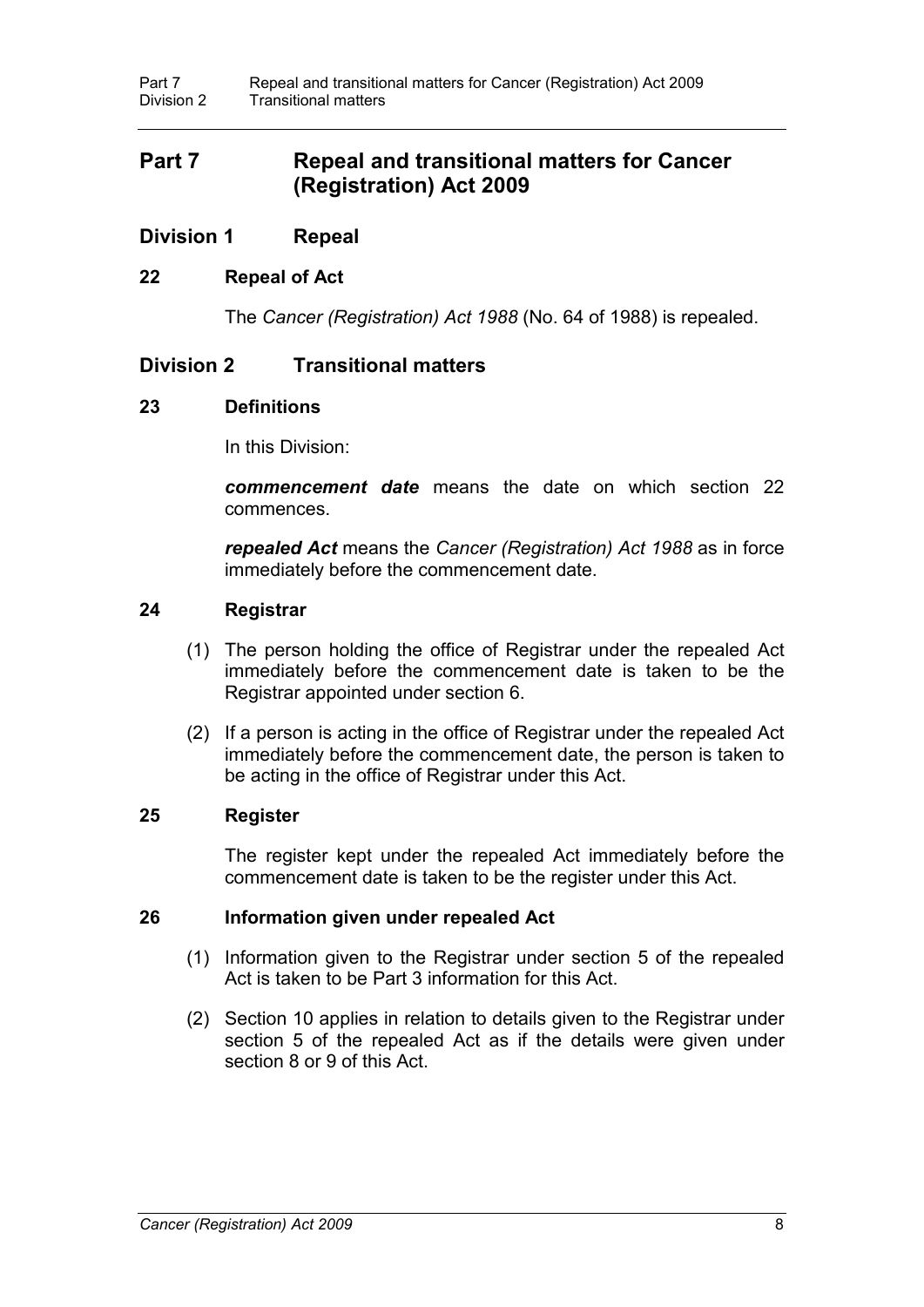# Part 7 Repeal and transitional matters for Cancer (Registration) Act 2009

## Division 1 Repeal

### 22 Repeal of Act

The *Cancer (Registration) Act 1988* (No. 64 of 1988) is repealed.

## Division 2 Transitional matters

### 23 Definitions

In this Division:

***commencement date*** means the date on which section 22 commences.

***repealed Act*** means the *Cancer (Registration) Act 1988* as in force immediately before the commencement date.

### 24 Registrar

(1) The person holding the office of Registrar under the repealed Act immediately before the commencement date is taken to be the Registrar appointed under section 6.

(2) If a person is acting in the office of Registrar under the repealed Act immediately before the commencement date, the person is taken to be acting in the office of Registrar under this Act.

### 25 Register

The register kept under the repealed Act immediately before the commencement date is taken to be the register under this Act.

### 26 Information given under repealed Act

(1) Information given to the Registrar under section 5 of the repealed Act is taken to be Part 3 information for this Act.

(2) Section 10 applies in relation to details given to the Registrar under section 5 of the repealed Act as if the details were given under section 8 or 9 of this Act.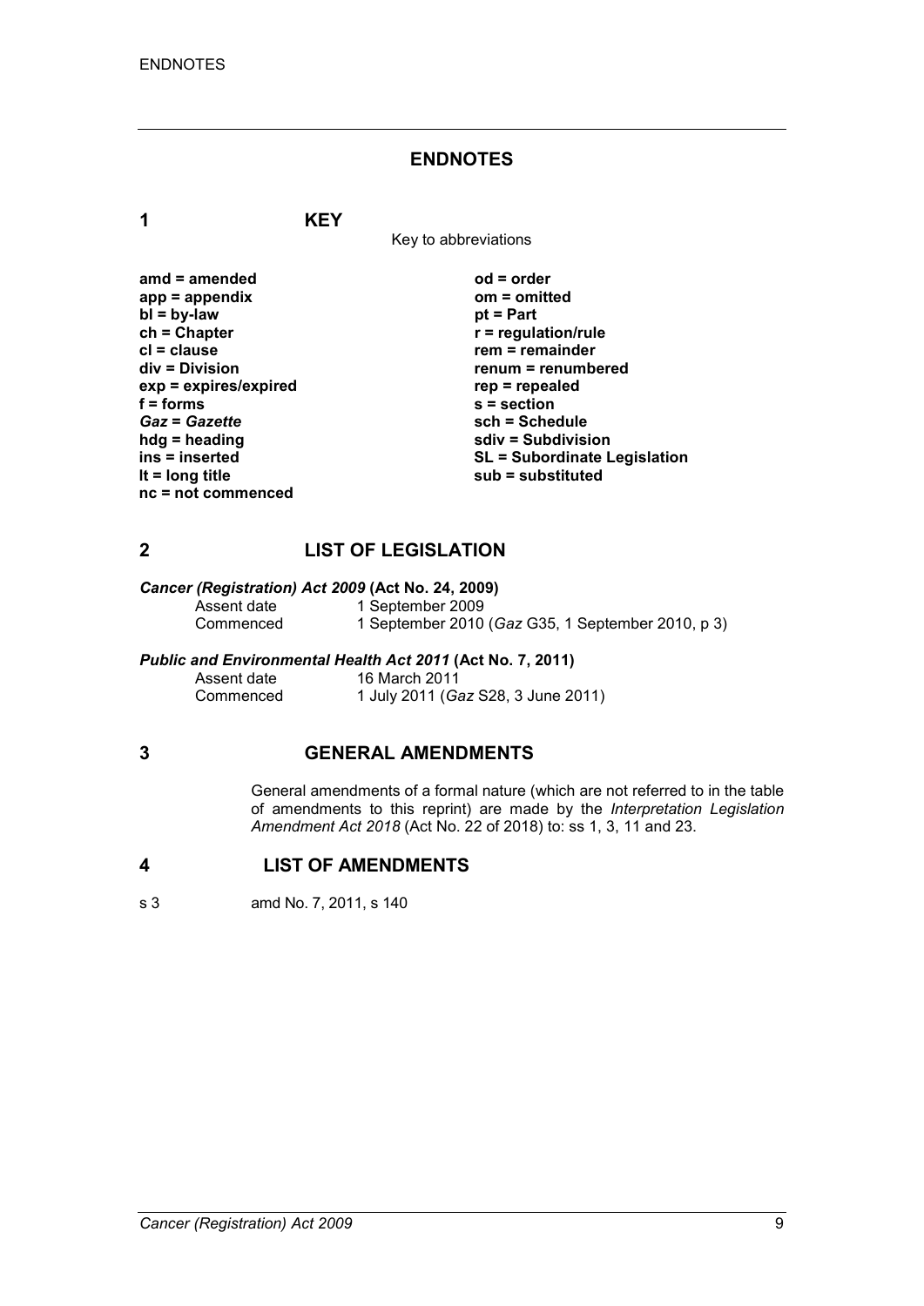# ENDNOTES

## 1 KEY

Key to abbreviations

| | |
|---|---|
| **amd = amended** | **od = order** |
| **app = appendix** | **om = omitted** |
| **bl = by-law** | **pt = Part** |
| **ch = Chapter** | **r = regulation/rule** |
| **cl = clause** | **rem = remainder** |
| **div = Division** | **renum = renumbered** |
| **exp = expires/expired** | **rep = repealed** |
| **f = forms** | **s = section** |
| ***Gaz* = *Gazette*** | **sch = Schedule** |
| **hdg = heading** | **sdiv = Subdivision** |
| **ins = inserted** | **SL = Subordinate Legislation** |
| **lt = long title** | **sub = substituted** |
| **nc = not commenced** | |

## 2 LIST OF LEGISLATION

***Cancer (Registration) Act 2009*** **(Act No. 24, 2009)**

| | |
|---|---|
| Assent date | 1 September 2009 |
| Commenced | 1 September 2010 (*Gaz* G35, 1 September 2010, p 3) |

***Public and Environmental Health Act 2011*** **(Act No. 7, 2011)**

| | |
|---|---|
| Assent date | 16 March 2011 |
| Commenced | 1 July 2011 (*Gaz* S28, 3 June 2011) |

## 3 GENERAL AMENDMENTS

General amendments of a formal nature (which are not referred to in the table of amendments to this reprint) are made by the *Interpretation Legislation Amendment Act 2018* (Act No. 22 of 2018) to: ss 1, 3, 11 and 23.

## 4 LIST OF AMENDMENTS

| | |
|---|---|
| s 3 | amd No. 7, 2011, s 140 |